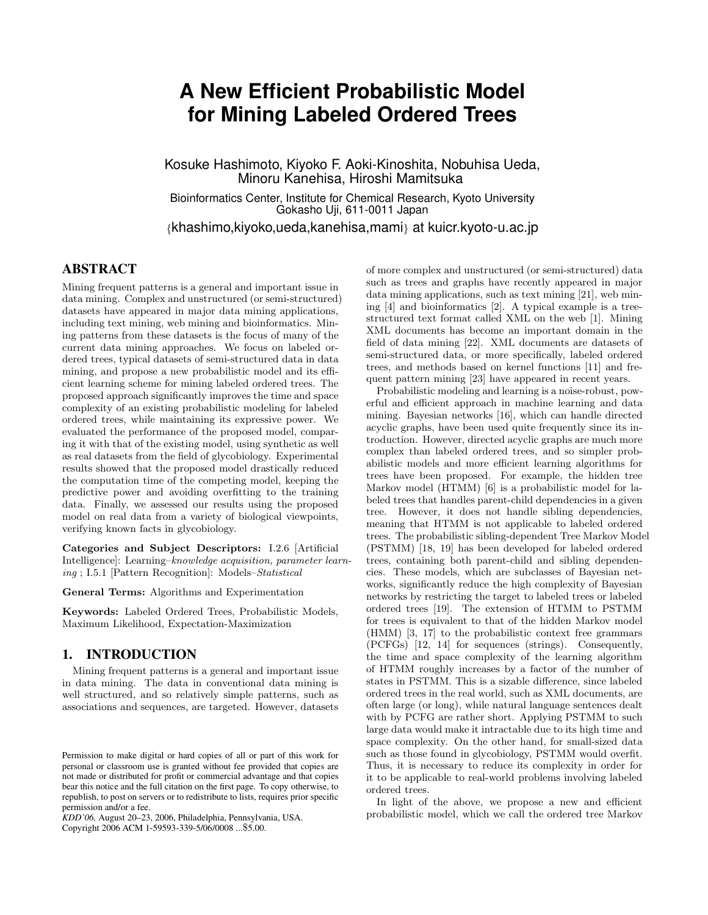# A New Efficient Probabilistic Model for Mining Labeled Ordered Trees

Kosuke Hashimoto, Kiyoko F. Aoki-Kinoshita, Nobuhisa Ueda, Minoru Kanehisa, Hiroshi Mamitsuka

Bioinformatics Center, Institute for Chemical Research, Kyoto University
Gokasho Uji, 611-0011 Japan

{khashimo,kiyoko,ueda,kanehisa,mami} at kuicr.kyoto-u.ac.jp

## ABSTRACT

Mining frequent patterns is a general and important issue in data mining. Complex and unstructured (or semi-structured) datasets have appeared in major data mining applications, including text mining, web mining and bioinformatics. Mining patterns from these datasets is the focus of many of the current data mining approaches. We focus on labeled ordered trees, typical datasets of semi-structured data in data mining, and propose a new probabilistic model and its efficient learning scheme for mining labeled ordered trees. The proposed approach significantly improves the time and space complexity of an existing probabilistic modeling for labeled ordered trees, while maintaining its expressive power. We evaluated the performance of the proposed model, comparing it with that of the existing model, using synthetic as well as real datasets from the field of glycobiology. Experimental results showed that the proposed model drastically reduced the computation time of the competing model, keeping the predictive power and avoiding overfitting to the training data. Finally, we assessed our results using the proposed model on real data from a variety of biological viewpoints, verifying known facts in glycobiology.

**Categories and Subject Descriptors:** I.2.6 [Artificial Intelligence]: Learning–*knowledge acquisition, parameter learning* ; I.5.1 [Pattern Recognition]: Models–*Statistical*

**General Terms:** Algorithms and Experimentation

**Keywords:** Labeled Ordered Trees, Probabilistic Models, Maximum Likelihood, Expectation-Maximization

## 1. INTRODUCTION

Mining frequent patterns is a general and important issue in data mining. The data in conventional data mining is well structured, and so relatively simple patterns, such as associations and sequences, are targeted. However, datasets of more complex and unstructured (or semi-structured) data such as trees and graphs have recently appeared in major data mining applications, such as text mining [21], web mining [4] and bioinformatics [2]. A typical example is a tree-structured text format called XML on the web [1]. Mining XML documents has become an important domain in the field of data mining [22]. XML documents are datasets of semi-structured data, or more specifically, labeled ordered trees, and methods based on kernel functions [11] and frequent pattern mining [23] have appeared in recent years.

Probabilistic modeling and learning is a noise-robust, powerful and efficient approach in machine learning and data mining. Bayesian networks [16], which can handle directed acyclic graphs, have been used quite frequently since its introduction. However, directed acyclic graphs are much more complex than labeled ordered trees, and so simpler probabilistic models and more efficient learning algorithms for trees have been proposed. For example, the hidden tree Markov model (HTMM) [6] is a probabilistic model for labeled trees that handles parent-child dependencies in a given tree. However, it does not handle sibling dependencies, meaning that HTMM is not applicable to labeled ordered trees. The probabilistic sibling-dependent Tree Markov Model (PSTMM) [18, 19] has been developed for labeled ordered trees, containing both parent-child and sibling dependencies. These models, which are subclasses of Bayesian networks, significantly reduce the high complexity of Bayesian networks by restricting the target to labeled trees or labeled ordered trees [19]. The extension of HTMM to PSTMM for trees is equivalent to that of the hidden Markov model (HMM) [3, 17] to the probabilistic context free grammars (PCFGs) [12, 14] for sequences (strings). Consequently, the time and space complexity of the learning algorithm of HTMM roughly increases by a factor of the number of states in PSTMM. This is a sizable difference, since labeled ordered trees in the real world, such as XML documents, are often large (or long), while natural language sentences dealt with by PCFG are rather short. Applying PSTMM to such large data would make it intractable due to its high time and space complexity. On the other hand, for small-sized data such as those found in glycobiology, PSTMM would overfit. Thus, it is necessary to reduce its complexity in order for it to be applicable to real-world problems involving labeled ordered trees.

In light of the above, we propose a new and efficient probabilistic model, which we call the ordered tree Markov

Permission to make digital or hard copies of all or part of this work for personal or classroom use is granted without fee provided that copies are not made or distributed for profit or commercial advantage and that copies bear this notice and the full citation on the first page. To copy otherwise, to republish, to post on servers or to redistribute to lists, requires prior specific permission and/or a fee.
*KDD'06,* August 20–23, 2006, Philadelphia, Pennsylvania, USA.
Copyright 2006 ACM 1-59593-339-5/06/0008 ...$5.00.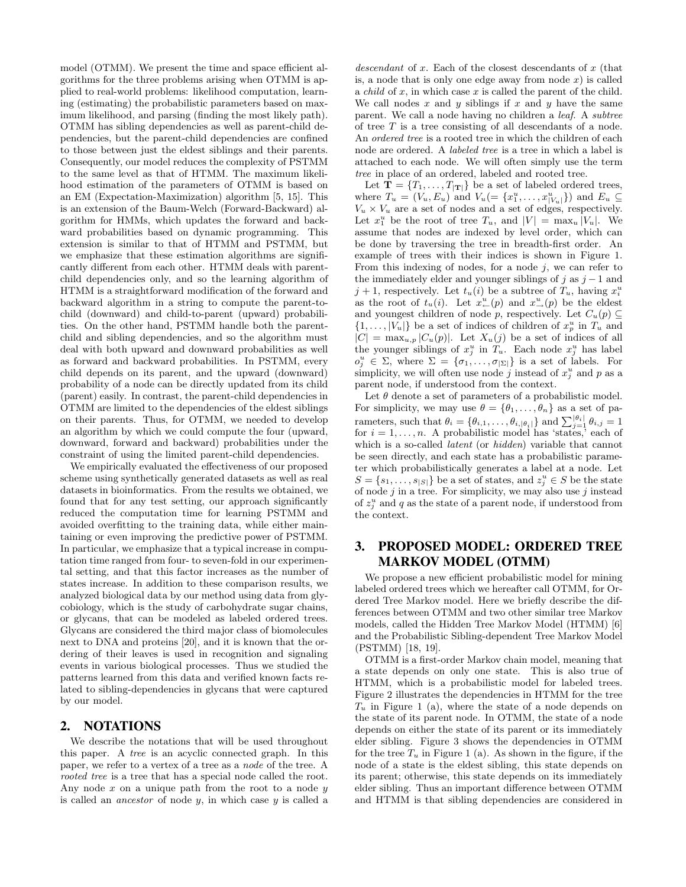model (OTMM). We present the time and space efficient algorithms for the three problems arising when OTMM is applied to real-world problems: likelihood computation, learning (estimating) the probabilistic parameters based on maximum likelihood, and parsing (finding the most likely path). OTMM has sibling dependencies as well as parent-child dependencies, but the parent-child dependencies are confined to those between just the eldest siblings and their parents. Consequently, our model reduces the complexity of PSTMM to the same level as that of HTMM. The maximum likelihood estimation of the parameters of OTMM is based on an EM (Expectation-Maximization) algorithm [5, 15]. This is an extension of the Baum-Welch (Forward-Backward) algorithm for HMMs, which updates the forward and backward probabilities based on dynamic programming. This extension is similar to that of HTMM and PSTMM, but we emphasize that these estimation algorithms are significantly different from each other. HTMM deals with parent-child dependencies only, and so the learning algorithm of HTMM is a straightforward modification of the forward and backward algorithm in a string to compute the parent-to-child (downward) and child-to-parent (upward) probabilities. On the other hand, PSTMM handle both the parent-child and sibling dependencies, and so the algorithm must deal with both upward and downward probabilities as well as forward and backward probabilities. In PSTMM, every child depends on its parent, and the upward (downward) probability of a node can be directly updated from its child (parent) easily. In contrast, the parent-child dependencies in OTMM are limited to the dependencies of the eldest siblings on their parents. Thus, for OTMM, we needed to develop an algorithm by which we could compute the four (upward, downward, forward and backward) probabilities under the constraint of using the limited parent-child dependencies.

We empirically evaluated the effectiveness of our proposed scheme using synthetically generated datasets as well as real datasets in bioinformatics. From the results we obtained, we found that for any test setting, our approach significantly reduced the computation time for learning PSTMM and avoided overfitting to the training data, while either maintaining or even improving the predictive power of PSTMM. In particular, we emphasize that a typical increase in computation time ranged from four- to seven-fold in our experimental setting, and that this factor increases as the number of states increase. In addition to these comparison results, we analyzed biological data by our method using data from glycobiology, which is the study of carbohydrate sugar chains, or glycans, that can be modeled as labeled ordered trees. Glycans are considered the third major class of biomolecules next to DNA and proteins [20], and it is known that the ordering of their leaves is used in recognition and signaling events in various biological processes. Thus we studied the patterns learned from this data and verified known facts related to sibling-dependencies in glycans that were captured by our model.

## 2. NOTATIONS

We describe the notations that will be used throughout this paper. A *tree* is an acyclic connected graph. In this paper, we refer to a vertex of a tree as a *node* of the tree. A *rooted tree* is a tree that has a special node called the root. Any node $x$ on a unique path from the root to a node $y$ is called an *ancestor* of node $y$, in which case $y$ is called a *descendant* of $x$. Each of the closest descendants of $x$ (that is, a node that is only one edge away from node $x$) is called a *child* of $x$, in which case $x$ is called the parent of the child. We call nodes $x$ and $y$ siblings if $x$ and $y$ have the same parent. We call a node having no children a *leaf*. A *subtree* of tree $T$ is a tree consisting of all descendants of a node. An *ordered tree* is a rooted tree in which the children of each node are ordered. A *labeled tree* is a tree in which a label is attached to each node. We will often simply use the term *tree* in place of an ordered, labeled and rooted tree.

Let $\mathbf{T} = \{T_1, \ldots, T_{|\mathbf{T}|}\}$ be a set of labeled ordered trees, where $T_u = (V_u, E_u)$ and $V_u (= \{x_1^u, \ldots, x_{|V_u|}^u\})$ and $E_u \subseteq V_u \times V_u$ are a set of nodes and a set of edges, respectively. Let $x_1^u$ be the root of tree $T_u$, and $|V| = \max_u |V_u|$. We assume that nodes are indexed by level order, which can be done by traversing the tree in breadth-first order. An example of trees with their indices is shown in Figure 1. From this indexing of nodes, for a node $j$, we can refer to the immediately elder and younger siblings of $j$ as $j-1$ and $j+1$, respectively. Let $t_u(i)$ be a subtree of $T_u$, having $x_i^u$ as the root of $t_u(i)$. Let $x_{\leftarrow}^u(p)$ and $x_{\rightarrow}^u(p)$ be the eldest and youngest children of node $p$, respectively. Let $C_u(p) \subseteq \{1, \ldots, |V_u|\}$ be a set of indices of children of $x_p^u$ in $T_u$ and $|C| = \max_{u,p} |C_u(p)|$. Let $X_u(j)$ be a set of indices of all the younger siblings of $x_j^u$ in $T_u$. Each node $x_j^u$ has label $o_j^u \in \Sigma$, where $\Sigma = \{\sigma_1, \ldots, \sigma_{|\Sigma|}\}$ is a set of labels. For simplicity, we will often use node $j$ instead of $x_j^u$ and $p$ as a parent node, if understood from the context.

Let $\theta$ denote a set of parameters of a probabilistic model. For simplicity, we may use $\theta = \{\theta_1, \ldots, \theta_n\}$ as a set of parameters, such that $\theta_i = \{\theta_{i,1}, \ldots, \theta_{i,|\theta_i|}\}$ and $\sum_{j=1}^{|\theta_i|} \theta_{i,j} = 1$ for $i = 1, \ldots, n$. A probabilistic model has 'states,' each of which is a so-called *latent* (or *hidden*) variable that cannot be seen directly, and each state has a probabilistic parameter which probabilistically generates a label at a node. Let $S = \{s_1, \ldots, s_{|S|}\}$ be a set of states, and $z_j^u \in S$ be the state of node $j$ in a tree. For simplicity, we may also use $j$ instead of $z_j^u$ and $q$ as the state of a parent node, if understood from the context.

## 3. PROPOSED MODEL: ORDERED TREE MARKOV MODEL (OTMM)

We propose a new efficient probabilistic model for mining labeled ordered trees which we hereafter call OTMM, for Ordered Tree Markov Model. Here we briefly describe the differences between OTMM and two other similar tree Markov models, called the Hidden Tree Markov Model (HTMM) [6] and the Probabilistic Sibling-dependent Tree Markov Model (PSTMM) [18, 19].

OTMM is a first-order Markov chain model, meaning that a state depends on only one state. This is also true of HTMM, which is a probabilistic model for labeled trees. Figure 2 illustrates the dependencies in HTMM for the tree $T_u$ in Figure 1 (a), where the state of a node depends on the state of its parent node. In OTMM, the state of a node depends on either the state of its parent or its immediately elder sibling. Figure 3 shows the dependencies in OTMM for the tree $T_u$ in Figure 1 (a). As shown in the figure, if the node of a state is the eldest sibling, this state depends on its parent; otherwise, this state depends on its immediately elder sibling. Thus an important difference between OTMM and HTMM is that sibling dependencies are considered in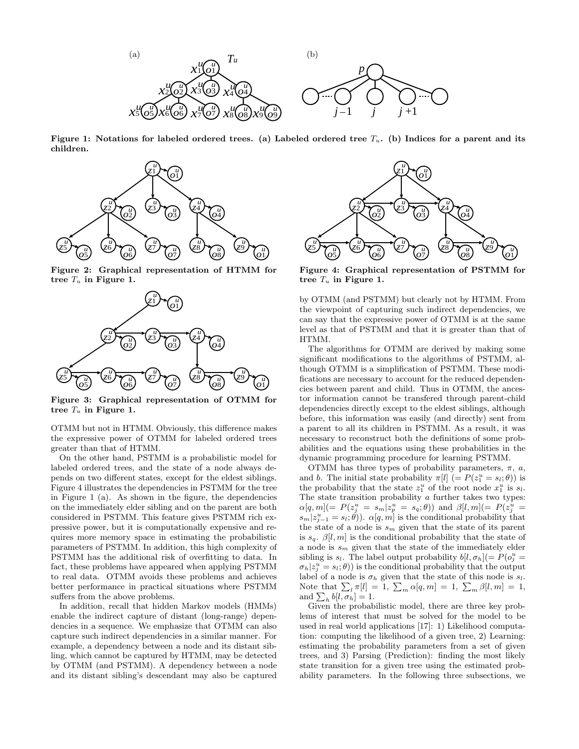Figure 1: Notations for labeled ordered trees. (a) Labeled ordered tree $T_u$. (b) Indices for a parent and its children.

Figure 2: Graphical representation of HTMM for tree $T_u$ in Figure 1.

Figure 3: Graphical representation of OTMM for tree $T_u$ in Figure 1.

Figure 4: Graphical representation of PSTMM for tree $T_u$ in Figure 1.

OTMM but not in HTMM. Obviously, this difference makes the expressive power of OTMM for labeled ordered trees greater than that of HTMM.

On the other hand, PSTMM is a probabilistic model for labeled ordered trees, and the state of a node always depends on two different states, except for the eldest siblings. Figure 4 illustrates the dependencies in PSTMM for the tree in Figure 1 (a). As shown in the figure, the dependencies on the immediately elder sibling and on the parent are both considered in PSTMM. This feature gives PSTMM rich expressive power, but it is computationally expensive and requires more memory space in estimating the probabilistic parameters of PSTMM. In addition, this high complexity of PSTMM has the additional risk of overfitting to data. In fact, these problems have appeared when applying PSTMM to real data. OTMM avoids these problems and achieves better performance in practical situations where PSTMM suffers from the above problems.

In addition, recall that hidden Markov models (HMMs) enable the indirect capture of distant (long-range) dependencies in a sequence. We emphasize that OTMM can also capture such indirect dependencies in a similar manner. For example, a dependency between a node and its distant sibling, which cannot be captured by HTMM, may be detected by OTMM (and PSTMM). A dependency between a node and its distant sibling's descendant may also be captured by OTMM (and PSTMM) but clearly not by HTMM. From the viewpoint of capturing such indirect dependencies, we can say that the expressive power of OTMM is at the same level as that of PSTMM and that it is greater than that of HTMM.

The algorithms for OTMM are derived by making some significant modifications to the algorithms of PSTMM, although OTMM is a simplification of PSTMM. These modifications are necessary to account for the reduced dependencies between parent and child. Thus in OTMM, the ancestor information cannot be transfered through parent-child dependencies directly except to the eldest siblings, although before, this information was easily (and directly) sent from a parent to all its children in PSTMM. As a result, it was necessary to reconstruct both the definitions of some probabilities and the equations using these probabilities in the dynamic programming procedure for learning PSTMM.

OTMM has three types of probability parameters, $\pi$, $a$, and $b$. The initial state probability $\pi[l]$ $(= P(z_1^u = s_l; \theta))$ is the probability that the state $z_1^u$ of the root node $x_1^u$ is $s_l$. The state transition probability $a$ further takes two types: $\alpha[q, m](= P(z_j^u = s_m|z_p^u = s_q; \theta))$ and $\beta[l, m](= P(z_j^u = s_m|z_{j-1}^u = s_l; \theta))$. $\alpha[q, m]$ is the conditional probability that the state of a node is $s_m$ given that the state of its parent is $s_q$. $\beta[l, m]$ is the conditional probability that the state of a node is $s_m$ given that the state of the immediately elder sibling is $s_l$. The label output probability $b[l, \sigma_h](= P(o_j^u = \sigma_h|z_j^u = s_l; \theta))$ is the conditional probability that the output label of a node is $\sigma_h$ given that the state of this node is $s_l$. Note that $\sum_l \pi[l] = 1$, $\sum_m \alpha[q, m] = 1$, $\sum_m \beta[l, m] = 1$, and $\sum_h b[l, \sigma_h] = 1$.

Given the probabilistic model, there are three key problems of interest that must be solved for the model to be used in real world applications [17]: 1) Likelihood computation: computing the likelihood of a given tree, 2) Learning: estimating the probability parameters from a set of given trees, and 3) Parsing (Prediction): finding the most likely state transition for a given tree using the estimated probability parameters. In the following three subsections, we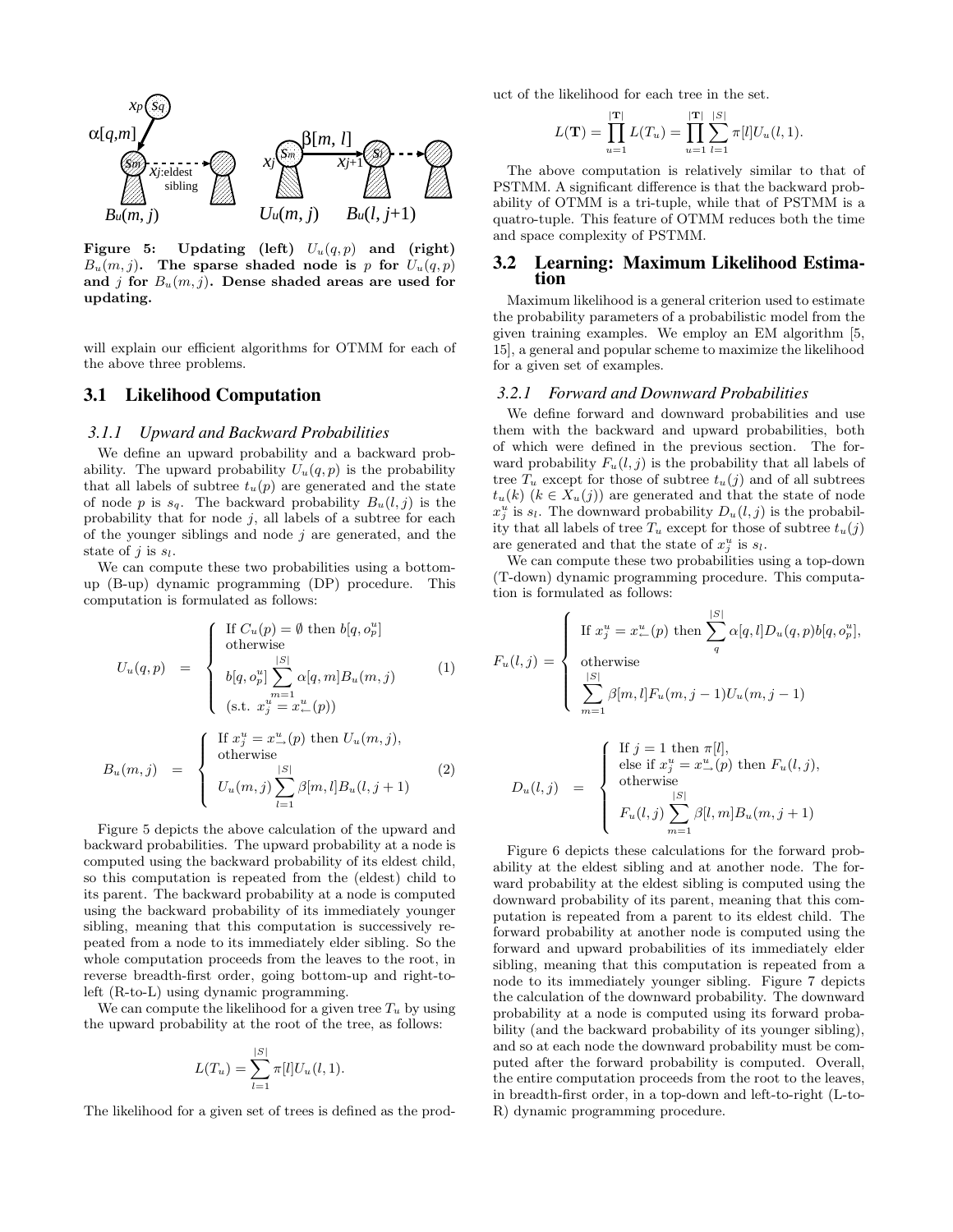Figure 5: Updating (left) $U_u(q,p)$ and (right) $B_u(m,j)$. The sparse shaded node is $p$ for $U_u(q,p)$ and $j$ for $B_u(m,j)$. Dense shaded areas are used for updating.

will explain our efficient algorithms for OTMM for each of the above three problems.

## 3.1 Likelihood Computation

### 3.1.1 Upward and Backward Probabilities

We define an upward probability and a backward probability. The upward probability $U_u(q,p)$ is the probability that all labels of subtree $t_u(p)$ are generated and the state of node $p$ is $s_q$. The backward probability $B_u(l,j)$ is the probability that for node $j$, all labels of a subtree for each of the younger siblings and node $j$ are generated, and the state of $j$ is $s_l$.

We can compute these two probabilities using a bottom-up (B-up) dynamic programming (DP) procedure. This computation is formulated as follows:

$$U_u(q,p) = \begin{cases} \text{If } C_u(p) = \emptyset \text{ then } b[q, o_p^u] \\ \text{otherwise} \\ b[q, o_p^u] \sum_{m=1}^{|S|} \alpha[q,m] B_u(m,j) \\ (\text{s.t. } x_j^u = x_{\leftarrow}^u(p)) \end{cases} \quad (1)$$

$$B_u(m,j) = \begin{cases} \text{If } x_j^u = x_{\rightarrow}^u(p) \text{ then } U_u(m,j), \\ \text{otherwise} \\ U_u(m,j) \sum_{l=1}^{|S|} \beta[m,l] B_u(l,j+1) \end{cases} \quad (2)$$

Figure 5 depicts the above calculation of the upward and backward probabilities. The upward probability at a node is computed using the backward probability of its eldest child, so this computation is repeated from the (eldest) child to its parent. The backward probability at a node is computed using the backward probability of its immediately younger sibling, meaning that this computation is successively repeated from a node to its immediately elder sibling. So the whole computation proceeds from the leaves to the root, in reverse breadth-first order, going bottom-up and right-to-left (R-to-L) using dynamic programming.

We can compute the likelihood for a given tree $T_u$ by using the upward probability at the root of the tree, as follows:

$$L(T_u) = \sum_{l=1}^{|S|} \pi[l] U_u(l,1).$$

The likelihood for a given set of trees is defined as the product of the likelihood for each tree in the set.

$$L(\mathbf{T}) = \prod_{u=1}^{|\mathbf{T}|} L(T_u) = \prod_{u=1}^{|\mathbf{T}|} \sum_{l=1}^{|S|} \pi[l] U_u(l,1).$$

The above computation is relatively similar to that of PSTMM. A significant difference is that the backward probability of OTMM is a tri-tuple, while that of PSTMM is a quatro-tuple. This feature of OTMM reduces both the time and space complexity of PSTMM.

## 3.2 Learning: Maximum Likelihood Estimation

Maximum likelihood is a general criterion used to estimate the probability parameters of a probabilistic model from the given training examples. We employ an EM algorithm [5, 15], a general and popular scheme to maximize the likelihood for a given set of examples.

### 3.2.1 Forward and Downward Probabilities

We define forward and downward probabilities and use them with the backward and upward probabilities, both of which were defined in the previous section. The forward probability $F_u(l,j)$ is the probability that all labels of tree $T_u$ except for those of subtree $t_u(j)$ and of all subtrees $t_u(k)$ ($k \in X_u(j)$) are generated and that the state of node $x_j^u$ is $s_l$. The downward probability $D_u(l,j)$ is the probability that all labels of tree $T_u$ except for those of subtree $t_u(j)$ are generated and that the state of $x_j^u$ is $s_l$.

We can compute these two probabilities using a top-down (T-down) dynamic programming procedure. This computation is formulated as follows:

$$F_u(l,j) = \begin{cases} \text{If } x_j^u = x_{\leftarrow}^u(p) \text{ then } \sum_{q}^{|S|} \alpha[q,l] D_u(q,p) b[q, o_p^u], \\ \text{otherwise} \\ \sum_{m=1}^{|S|} \beta[m,l] F_u(m,j-1) U_u(m,j-1) \end{cases}$$

$$D_u(l,j) = \begin{cases} \text{If } j = 1 \text{ then } \pi[l], \\ \text{else if } x_j^u = x_{\rightarrow}^u(p) \text{ then } F_u(l,j), \\ \text{otherwise} \\ F_u(l,j) \sum_{m=1}^{|S|} \beta[l,m] B_u(m,j+1) \end{cases}$$

Figure 6 depicts these calculations for the forward probability at the eldest sibling and at another node. The forward probability at the eldest sibling is computed using the downward probability of its parent, meaning that this computation is repeated from a parent to its eldest child. The forward probability at another node is computed using the forward and upward probabilities of its immediately elder sibling, meaning that this computation is repeated from a node to its immediately younger sibling. Figure 7 depicts the calculation of the downward probability. The downward probability at a node is computed using its forward probability (and the backward probability of its younger sibling), and so at each node the downward probability must be computed after the forward probability is computed. Overall, the entire computation proceeds from the root to the leaves, in breadth-first order, in a top-down and left-to-right (L-to-R) dynamic programming procedure.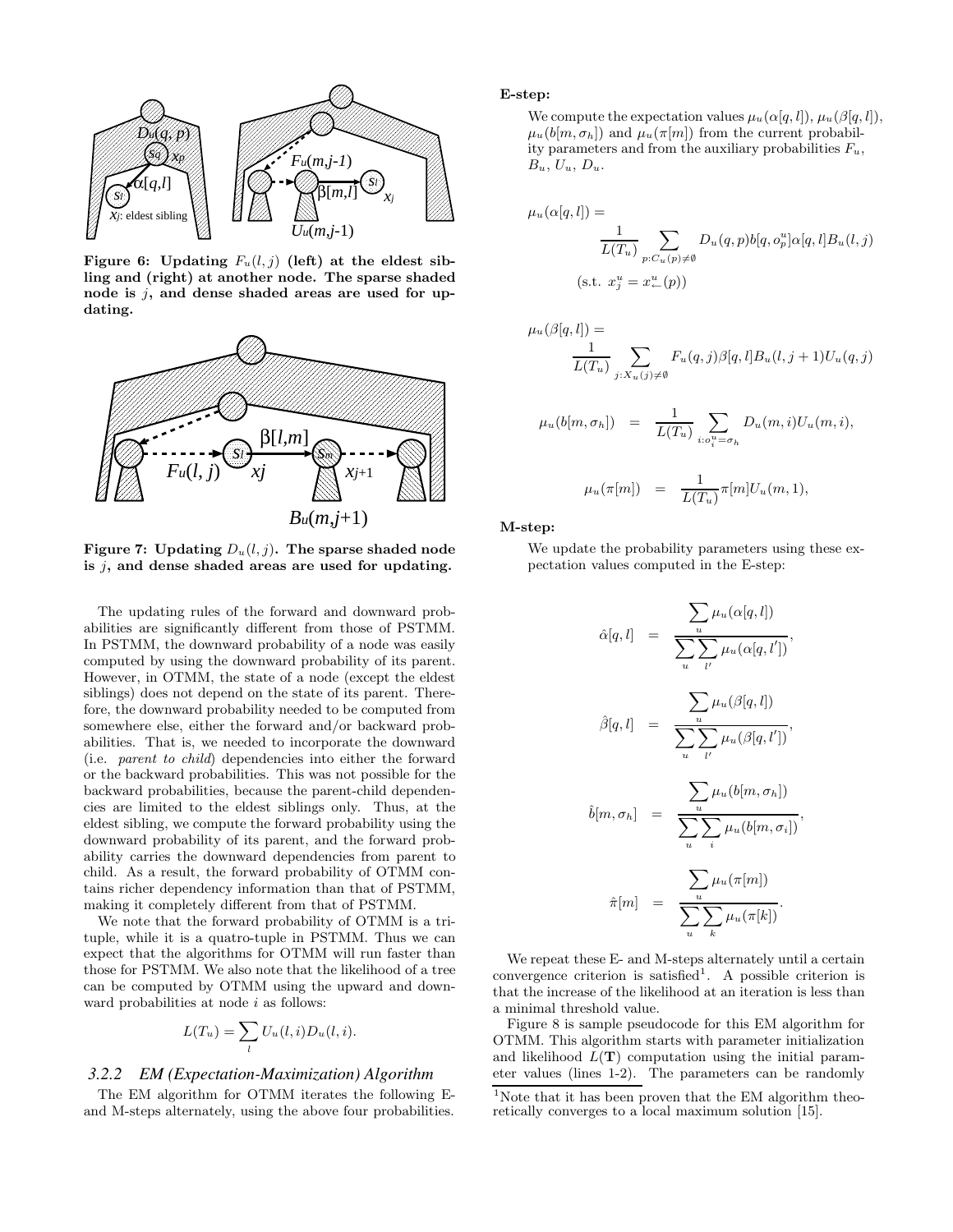Figure 6: Updating $F_u(l, j)$ (left) at the eldest sibling and (right) at another node. The sparse shaded node is $j$, and dense shaded areas are used for updating.

Figure 7: Updating $D_u(l, j)$. The sparse shaded node is $j$, and dense shaded areas are used for updating.

The updating rules of the forward and downward probabilities are significantly different from those of PSTMM. In PSTMM, the downward probability of a node was easily computed by using the downward probability of its parent. However, in OTMM, the state of a node (except the eldest siblings) does not depend on the state of its parent. Therefore, the downward probability needed to be computed from somewhere else, either the forward and/or backward probabilities. That is, we needed to incorporate the downward (i.e. *parent to child*) dependencies into either the forward or the backward probabilities. This was not possible for the backward probabilities, because the parent-child dependencies are limited to the eldest siblings only. Thus, at the eldest sibling, we compute the forward probability using the downward probability of its parent, and the forward probability carries the downward dependencies from parent to child. As a result, the forward probability of OTMM contains richer dependency information than that of PSTMM, making it completely different from that of PSTMM.

We note that the forward probability of OTMM is a tri-tuple, while it is a quatro-tuple in PSTMM. Thus we can expect that the algorithms for OTMM will run faster than those for PSTMM. We also note that the likelihood of a tree can be computed by OTMM using the upward and downward probabilities at node $i$ as follows:

$$L(T_u) = \sum_l U_u(l, i) D_u(l, i).$$

### 3.2.2 EM (Expectation-Maximization) Algorithm

The EM algorithm for OTMM iterates the following E- and M-steps alternately, using the above four probabilities.

**E-step:**

We compute the expectation values $\mu_u(\alpha[q,l])$, $\mu_u(\beta[q,l])$, $\mu_u(b[m,\sigma_h])$ and $\mu_u(\pi[m])$ from the current probability parameters and from the auxiliary probabilities $F_u$, $B_u$, $U_u$, $D_u$.

$$\mu_u(\alpha[q,l]) = \frac{1}{L(T_u)} \sum_{p:C_u(p)\neq\emptyset} D_u(q,p) b[q, o_p^u] \alpha[q,l] B_u(l,j) \quad \text{(s.t. } x_j^u = x_{\leftarrow}^u(p))$$

$$\mu_u(\beta[q,l]) = \frac{1}{L(T_u)} \sum_{j:X_u(j)\neq\emptyset} F_u(q,j) \beta[q,l] B_u(l,j+1) U_u(q,j)$$

$$\mu_u(b[m,\sigma_h]) = \frac{1}{L(T_u)} \sum_{i:o_i^u=\sigma_h} D_u(m,i) U_u(m,i),$$

$$\mu_u(\pi[m]) = \frac{1}{L(T_u)} \pi[m] U_u(m,1),$$

**M-step:**

We update the probability parameters using these expectation values computed in the E-step:

$$\hat{\alpha}[q,l] = \frac{\sum_u \mu_u(\alpha[q,l])}{\sum_u \sum_{l'} \mu_u(\alpha[q,l'])},$$

$$\hat{\beta}[q,l] = \frac{\sum_u \mu_u(\beta[q,l])}{\sum_u \sum_{l'} \mu_u(\beta[q,l'])},$$

$$\hat{b}[m,\sigma_h] = \frac{\sum_u \mu_u(b[m,\sigma_h])}{\sum_u \sum_i \mu_u(b[m,\sigma_i])},$$

$$\hat{\pi}[m] = \frac{\sum_u \mu_u(\pi[m])}{\sum_u \sum_k \mu_u(\pi[k])}.$$

We repeat these E- and M-steps alternately until a certain convergence criterion is satisfied[1]. A possible criterion is that the increase of the likelihood at an iteration is less than a minimal threshold value.

Figure 8 is sample pseudocode for this EM algorithm for OTMM. This algorithm starts with parameter initialization and likelihood $L(\mathbf{T})$ computation using the initial parameter values (lines 1-2). The parameters can be randomly

[1]Note that it has been proven that the EM algorithm theoretically converges to a local maximum solution [15].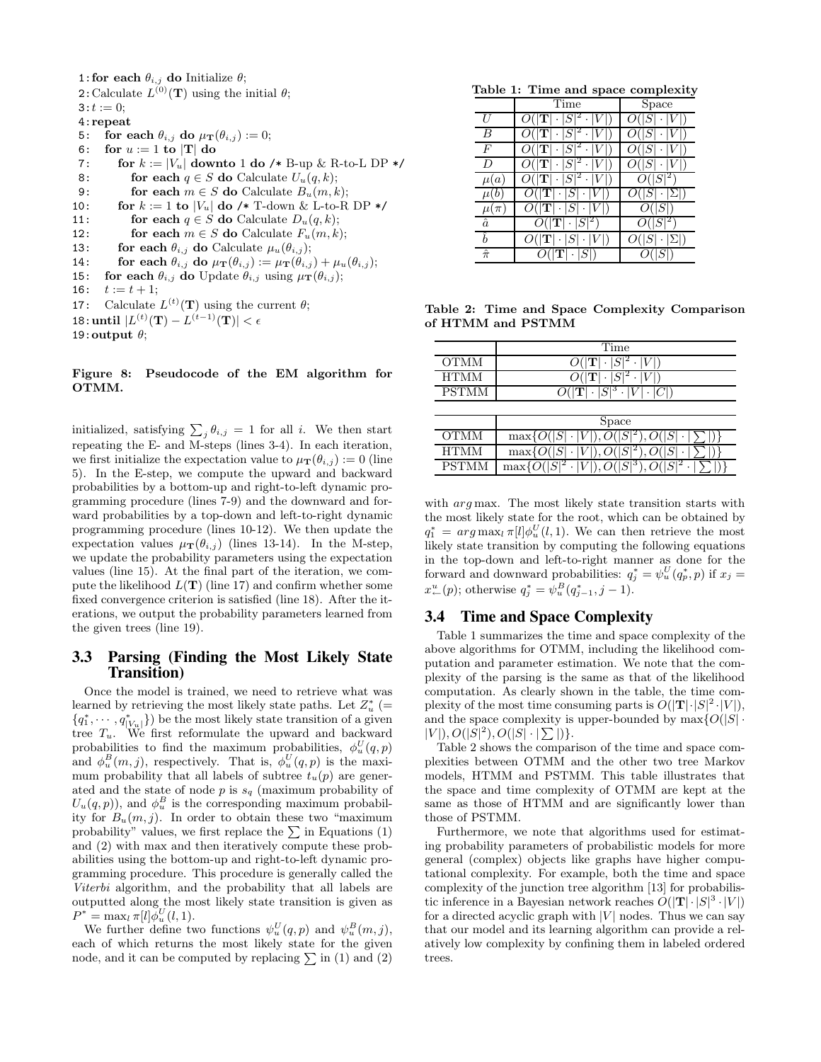```
1: for each θ_{i,j} do Initialize θ;
2: Calculate L^{(0)}(T) using the initial θ;
3: t := 0;
4: repeat
5:    for each θ_{i,j} do μ_T(θ_{i,j}) := 0;
6:    for u := 1 to |T| do
7:       for k := |V_u| downto 1 do /* B-up & R-to-L DP */
8:          for each q ∈ S do Calculate U_u(q, k);
9:          for each m ∈ S do Calculate B_u(m, k);
10:      for k := 1 to |V_u| do /* T-down & L-to-R DP */
11:         for each q ∈ S do Calculate D_u(q, k);
12:         for each m ∈ S do Calculate F_u(m, k);
13:      for each θ_{i,j} do Calculate μ_u(θ_{i,j});
14:      for each θ_{i,j} do μ_T(θ_{i,j}) := μ_T(θ_{i,j}) + μ_u(θ_{i,j});
15:   for each θ_{i,j} do Update θ_{i,j} using μ_T(θ_{i,j});
16:   t := t + 1;
17:   Calculate L^{(t)}(T) using the current θ;
18: until |L^{(t)}(T) − L^{(t−1)}(T)| < ε
19: output θ;
```

**Figure 8: Pseudocode of the EM algorithm for OTMM.**

initialized, satisfying $\sum_j \theta_{i,j} = 1$ for all $i$. We then start repeating the E- and M-steps (lines 3-4). In each iteration, we first initialize the expectation value to $\mu_{\mathbf{T}}(\theta_{i,j}) := 0$ (line 5). In the E-step, we compute the upward and backward probabilities by a bottom-up and right-to-left dynamic programming procedure (lines 7-9) and the downward and forward probabilities by a top-down and left-to-right dynamic programming procedure (lines 10-12). We then update the expectation values $\mu_{\mathbf{T}}(\theta_{i,j})$ (lines 13-14). In the M-step, we update the probability parameters using the expectation values (line 15). At the final part of the iteration, we compute the likelihood $L(\mathbf{T})$ (line 17) and confirm whether some fixed convergence criterion is satisfied (line 18). After the iterations, we output the probability parameters learned from the given trees (line 19).

## 3.3 Parsing (Finding the Most Likely State Transition)

Once the model is trained, we need to retrieve what was learned by retrieving the most likely state paths. Let $Z_u^*$ ($= \{q_1^*, \cdots, q_{|V_u|}^*\}$) be the most likely state transition of a given tree $T_u$. We first reformulate the upward and backward probabilities to find the maximum probabilities, $\phi_u^U(q,p)$ and $\phi_u^B(m,j)$, respectively. That is, $\phi_u^U(q,p)$ is the maximum probability that all labels of subtree $t_u(p)$ are generated and the state of node $p$ is $s_q$ (maximum probability of $U_u(q,p)$), and $\phi_u^B$ is the corresponding maximum probability for $B_u(m,j)$. In order to obtain these two "maximum probability" values, we first replace the $\sum$ in Equations (1) and (2) with max and then iteratively compute these probabilities using the bottom-up and right-to-left dynamic programming procedure. This procedure is generally called the *Viterbi* algorithm, and the probability that all labels are outputted along the most likely state transition is given as $P^* = \max_l \pi[l]\phi_u^U(l,1)$.

We further define two functions $\psi_u^U(q,p)$ and $\psi_u^B(m,j)$, each of which returns the most likely state for the given node, and it can be computed by replacing $\sum$ in (1) and (2) with $arg\max$. The most likely state transition starts with the most likely state for the root, which can be obtained by $q_1^* = arg\max_l \pi[l]\phi_u^U(l,1)$. We can then retrieve the most likely state transition by computing the following equations in the top-down and left-to-right manner as done for the forward and downward probabilities: $q_j^* = \psi_u^U(q_p^*, p)$ if $x_j = x_{\leftarrow}^u(p)$; otherwise $q_j^* = \psi_u^B(q_{j-1}^*, j-1)$.

## 3.4 Time and Space Complexity

Table 1 summarizes the time and space complexity of the above algorithms for OTMM, including the likelihood computation and parameter estimation. We note that the complexity of the parsing is the same as that of the likelihood computation. As clearly shown in the table, the time complexity of the most time consuming parts is $O(|\mathbf{T}|\cdot|S|^2\cdot|V|)$, and the space complexity is upper-bounded by $\max\{O(|S|\cdot|V|), O(|S|^2), O(|S|\cdot|\sum|)\}$.

Table 2 shows the comparison of the time and space complexities between OTMM and the other two tree Markov models, HTMM and PSTMM. This table illustrates that the space and time complexity of OTMM are kept at the same as those of HTMM and are significantly lower than those of PSTMM.

Furthermore, we note that algorithms used for estimating probability parameters of probabilistic models for more general (complex) objects like graphs have higher computational complexity. For example, both the time and space complexity of the junction tree algorithm [13] for probabilistic inference in a Bayesian network reaches $O(|\mathbf{T}|\cdot|S|^3\cdot|V|)$ for a directed acyclic graph with $|V|$ nodes. Thus we can say that our model and its learning algorithm can provide a relatively low complexity by confining them in labeled ordered trees.

**Table 1: Time and space complexity**

| | Time | Space |
|---|---|---|
| $U$ | $O(\|\mathbf{T}\|\cdot\|S\|^2\cdot\|V\|)$ | $O(\|S\|\cdot\|V\|)$ |
| $B$ | $O(\|\mathbf{T}\|\cdot\|S\|^2\cdot\|V\|)$ | $O(\|S\|\cdot\|V\|)$ |
| $F$ | $O(\|\mathbf{T}\|\cdot\|S\|^2\cdot\|V\|)$ | $O(\|S\|\cdot\|V\|)$ |
| $D$ | $O(\|\mathbf{T}\|\cdot\|S\|^2\cdot\|V\|)$ | $O(\|S\|\cdot\|V\|)$ |
| $\mu(a)$ | $O(\|\mathbf{T}\|\cdot\|S\|^2\cdot\|V\|)$ | $O(\|S\|^2)$ |
| $\mu(b)$ | $O(\|\mathbf{T}\|\cdot\|S\|\cdot\|V\|)$ | $O(\|S\|\cdot\|\Sigma\|)$ |
| $\mu(\pi)$ | $O(\|\mathbf{T}\|\cdot\|S\|\cdot\|V\|)$ | $O(\|S\|)$ |
| $\hat{a}$ | $O(\|\mathbf{T}\|\cdot\|S\|^2)$ | $O(\|S\|^2)$ |
| $\hat{b}$ | $O(\|\mathbf{T}\|\cdot\|S\|\cdot\|V\|)$ | $O(\|S\|\cdot\|\Sigma\|)$ |
| $\hat{\pi}$ | $O(\|\mathbf{T}\|\cdot\|S\|)$ | $O(\|S\|)$ |

**Table 2: Time and Space Complexity Comparison of HTMM and PSTMM**

| | Time |
|---|---|
| OTMM | $O(\|\mathbf{T}\|\cdot\|S\|^2\cdot\|V\|)$ |
| HTMM | $O(\|\mathbf{T}\|\cdot\|S\|^2\cdot\|V\|)$ |
| PSTMM | $O(\|\mathbf{T}\|\cdot\|S\|^3\cdot\|V\|\cdot\|C\|)$ |

| | Space |
|---|---|
| OTMM | $\max\{O(\|S\|\cdot\|V\|), O(\|S\|^2), O(\|S\|\cdot\|\sum\|)\}$ |
| HTMM | $\max\{O(\|S\|\cdot\|V\|), O(\|S\|^2), O(\|S\|\cdot\|\sum\|)\}$ |
| PSTMM | $\max\{O(\|S\|^2\cdot\|V\|), O(\|S\|^3), O(\|S\|^2\cdot\|\sum\|)\}$ |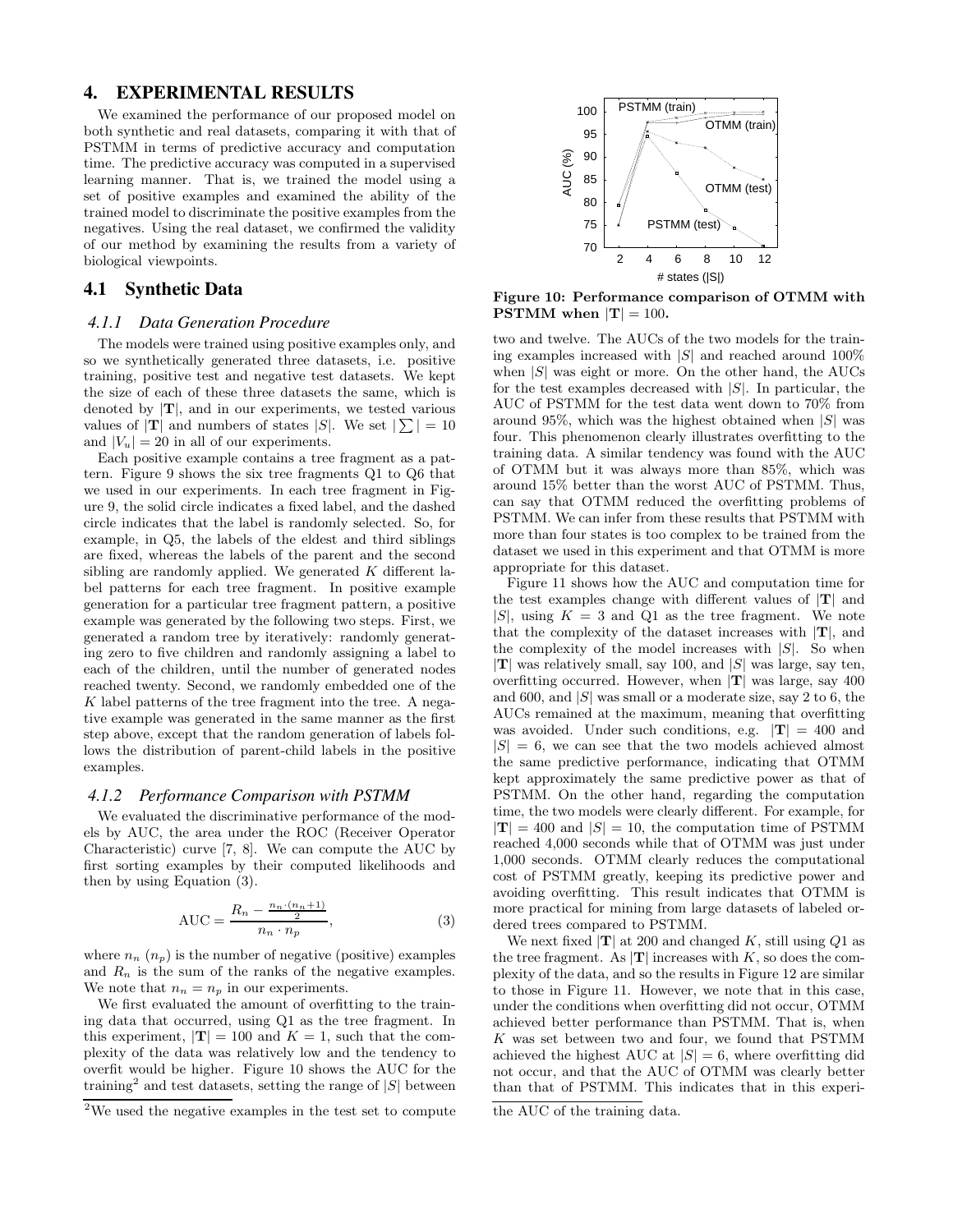## 4. EXPERIMENTAL RESULTS

We examined the performance of our proposed model on both synthetic and real datasets, comparing it with that of PSTMM in terms of predictive accuracy and computation time. The predictive accuracy was computed in a supervised learning manner. That is, we trained the model using a set of positive examples and examined the ability of the trained model to discriminate the positive examples from the negatives. Using the real dataset, we confirmed the validity of our method by examining the results from a variety of biological viewpoints.

### 4.1 Synthetic Data

#### 4.1.1 Data Generation Procedure

The models were trained using positive examples only, and so we synthetically generated three datasets, i.e. positive training, positive test and negative test datasets. We kept the size of each of these three datasets the same, which is denoted by $|\mathbf{T}|$, and in our experiments, we tested various values of $|\mathbf{T}|$ and numbers of states $|S|$. We set $|\sum| = 10$ and $|V_u| = 20$ in all of our experiments.

Each positive example contains a tree fragment as a pattern. Figure 9 shows the six tree fragments Q1 to Q6 that we used in our experiments. In each tree fragment in Figure 9, the solid circle indicates a fixed label, and the dashed circle indicates that the label is randomly selected. So, for example, in Q5, the labels of the eldest and third siblings are fixed, whereas the labels of the parent and the second sibling are randomly applied. We generated $K$ different label patterns for each tree fragment. In positive example generation for a particular tree fragment pattern, a positive example was generated by the following two steps. First, we generated a random tree by iteratively: randomly generating zero to five children and randomly assigning a label to each of the children, until the number of generated nodes reached twenty. Second, we randomly embedded one of the $K$ label patterns of the tree fragment into the tree. A negative example was generated in the same manner as the first step above, except that the random generation of labels follows the distribution of parent-child labels in the positive examples.

#### 4.1.2 Performance Comparison with PSTMM

We evaluated the discriminative performance of the models by AUC, the area under the ROC (Receiver Operator Characteristic) curve [7, 8]. We can compute the AUC by first sorting examples by their computed likelihoods and then by using Equation (3).

$$\text{AUC} = \frac{R_n - \frac{n_n \cdot (n_n+1)}{2}}{n_n \cdot n_p}, \tag{3}$$

where $n_n$ ($n_p$) is the number of negative (positive) examples and $R_n$ is the sum of the ranks of the negative examples. We note that $n_n = n_p$ in our experiments.

We first evaluated the amount of overfitting to the training data that occurred, using Q1 as the tree fragment. In this experiment, $|\mathbf{T}| = 100$ and $K = 1$, such that the complexity of the data was relatively low and the tendency to overfit would be higher. Figure 10 shows the AUC for the training[2] and test datasets, setting the range of $|S|$ between two and twelve. The AUCs of the two models for the training examples increased with $|S|$ and reached around 100% when $|S|$ was eight or more. On the other hand, the AUCs for the test examples decreased with $|S|$. In particular, the AUC of PSTMM for the test data went down to 70% from around 95%, which was the highest obtained when $|S|$ was four. This phenomenon clearly illustrates overfitting to the training data. A similar tendency was found with the AUC of OTMM but it was always more than 85%, which was around 15% better than the worst AUC of PSTMM. Thus, can say that OTMM reduced the overfitting problems of PSTMM. We can infer from these results that PSTMM with more than four states is too complex to be trained from the dataset we used in this experiment and that OTMM is more appropriate for this dataset.

**Figure 10: Performance comparison of OTMM with PSTMM when $|\mathbf{T}| = 100$.**

Figure 11 shows how the AUC and computation time for the test examples change with different values of $|\mathbf{T}|$ and $|S|$, using $K = 3$ and Q1 as the tree fragment. We note that the complexity of the dataset increases with $|\mathbf{T}|$, and the complexity of the model increases with $|S|$. So when $|\mathbf{T}|$ was relatively small, say 100, and $|S|$ was large, say ten, overfitting occurred. However, when $|\mathbf{T}|$ was large, say 400 and 600, and $|S|$ was small or a moderate size, say 2 to 6, the AUCs remained at the maximum, meaning that overfitting was avoided. Under such conditions, e.g. $|\mathbf{T}| = 400$ and $|S| = 6$, we can see that the two models achieved almost the same predictive performance, indicating that OTMM kept approximately the same predictive power as that of PSTMM. On the other hand, regarding the computation time, the two models were clearly different. For example, for $|\mathbf{T}| = 400$ and $|S| = 10$, the computation time of PSTMM reached 4,000 seconds while that of OTMM was just under 1,000 seconds. OTMM clearly reduces the computational cost of PSTMM greatly, keeping its predictive power and avoiding overfitting. This result indicates that OTMM is more practical for mining from large datasets of labeled ordered trees compared to PSTMM.

We next fixed $|\mathbf{T}|$ at 200 and changed $K$, still using $Q1$ as the tree fragment. As $|\mathbf{T}|$ increases with $K$, so does the complexity of the data, and so the results in Figure 12 are similar to those in Figure 11. However, we note that in this case, under the conditions when overfitting did not occur, OTMM achieved better performance than PSTMM. That is, when $K$ was set between two and four, we found that PSTMM achieved the highest AUC at $|S| = 6$, where overfitting did not occur, and that the AUC of OTMM was clearly better than that of PSTMM. This indicates that in this experi-

[2] We used the negative examples in the test set to compute the AUC of the training data.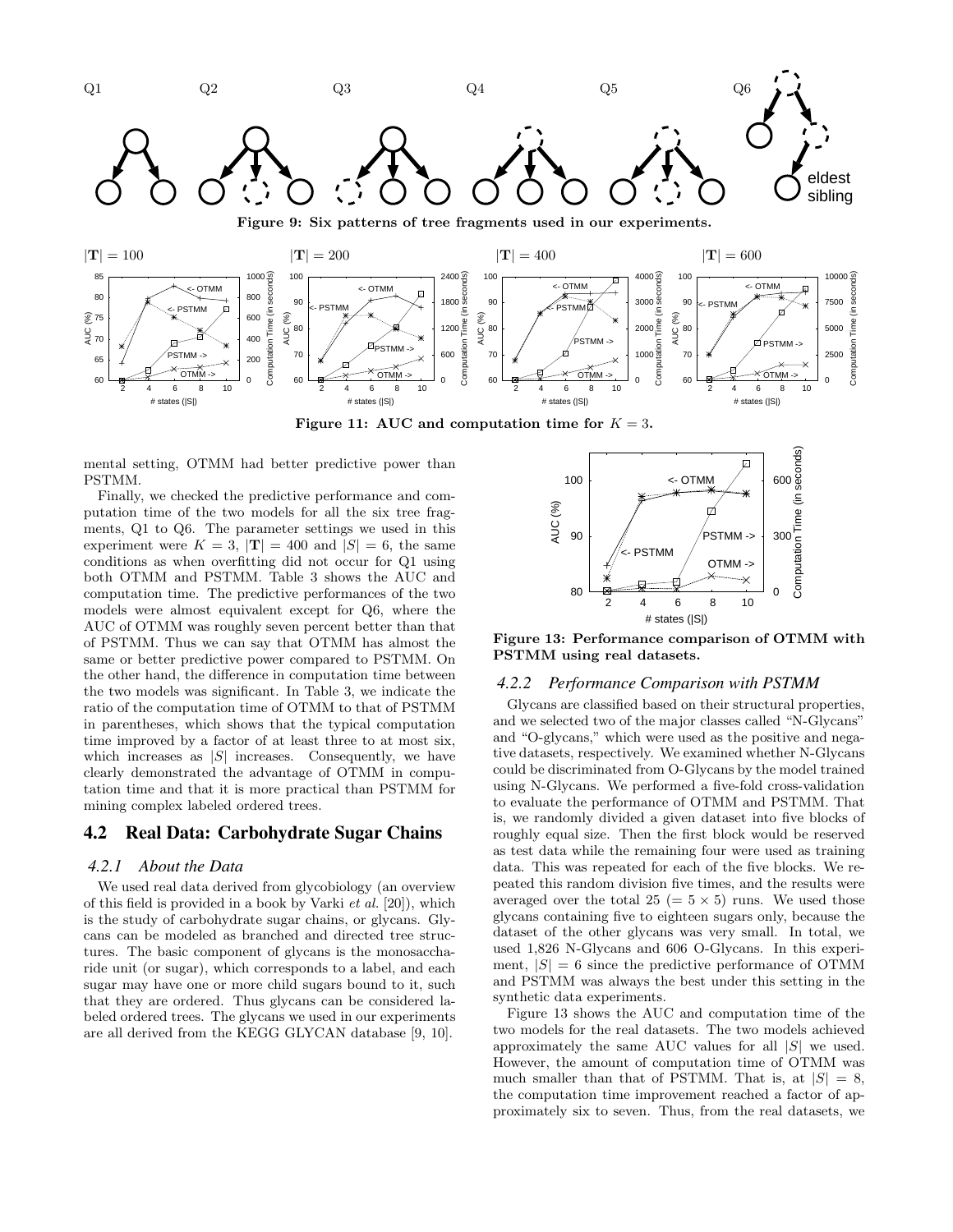Figure 9: Six patterns of tree fragments used in our experiments.

Figure 11: AUC and computation time for $K = 3$.

mental setting, OTMM had better predictive power than PSTMM.

Finally, we checked the predictive performance and computation time of the two models for all the six tree fragments, Q1 to Q6. The parameter settings we used in this experiment were $K = 3$, $|\mathbf{T}| = 400$ and $|S| = 6$, the same conditions as when overfitting did not occur for Q1 using both OTMM and PSTMM. Table 3 shows the AUC and computation time. The predictive performances of the two models were almost equivalent except for Q6, where the AUC of OTMM was roughly seven percent better than that of PSTMM. Thus we can say that OTMM has almost the same or better predictive power compared to PSTMM. On the other hand, the difference in computation time between the two models was significant. In Table 3, we indicate the ratio of the computation time of OTMM to that of PSTMM in parentheses, which shows that the typical computation time improved by a factor of at least three to at most six, which increases as $|S|$ increases. Consequently, we have clearly demonstrated the advantage of OTMM in computation time and that it is more practical than PSTMM for mining complex labeled ordered trees.

## 4.2 Real Data: Carbohydrate Sugar Chains

### 4.2.1 About the Data

We used real data derived from glycobiology (an overview of this field is provided in a book by Varki *et al.* [20]), which is the study of carbohydrate sugar chains, or glycans. Glycans can be modeled as branched and directed tree structures. The basic component of glycans is the monosaccharide unit (or sugar), which corresponds to a label, and each sugar may have one or more child sugars bound to it, such that they are ordered. Thus glycans can be considered labeled ordered trees. The glycans we used in our experiments are all derived from the KEGG GLYCAN database [9, 10].

Figure 13: Performance comparison of OTMM with PSTMM using real datasets.

### 4.2.2 Performance Comparison with PSTMM

Glycans are classified based on their structural properties, and we selected two of the major classes called "N-Glycans" and "O-glycans," which were used as the positive and negative datasets, respectively. We examined whether N-Glycans could be discriminated from O-Glycans by the model trained using N-Glycans. We performed a five-fold cross-validation to evaluate the performance of OTMM and PSTMM. That is, we randomly divided a given dataset into five blocks of roughly equal size. Then the first block would be reserved as test data while the remaining four were used as training data. This was repeated for each of the five blocks. We repeated this random division five times, and the results were averaged over the total 25 ($= 5 \times 5$) runs. We used those glycans containing five to eighteen sugars only, because the dataset of the other glycans was very small. In total, we used 1,826 N-Glycans and 606 O-Glycans. In this experiment, $|S| = 6$ since the predictive performance of OTMM and PSTMM was always the best under this setting in the synthetic data experiments.

Figure 13 shows the AUC and computation time of the two models for the real datasets. The two models achieved approximately the same AUC values for all $|S|$ we used. However, the amount of computation time of OTMM was much smaller than that of PSTMM. That is, at $|S| = 8$, the computation time improvement reached a factor of approximately six to seven. Thus, from the real datasets, we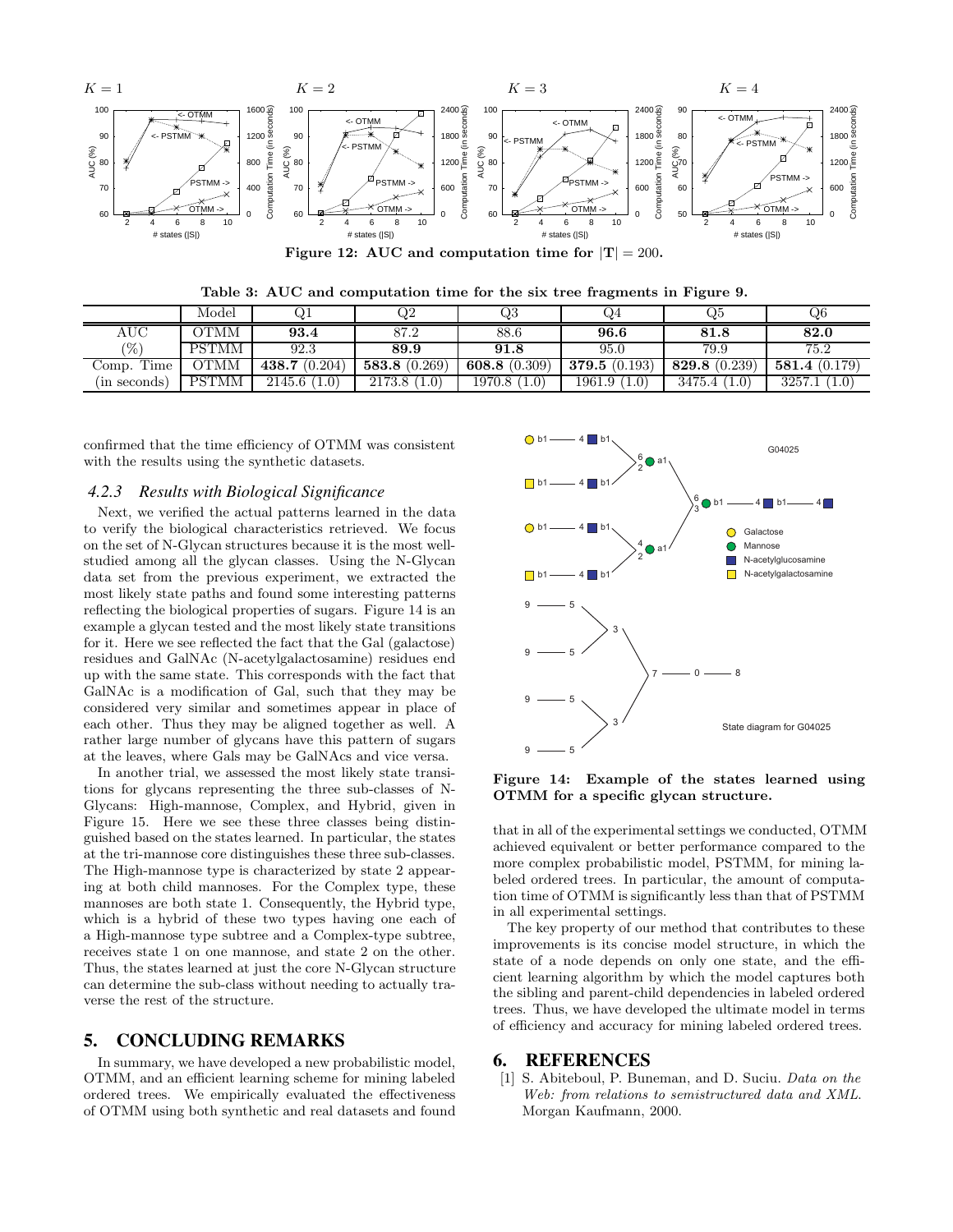Figure 12: AUC and computation time for $|\mathbf{T}| = 200$.

Table 3: AUC and computation time for the six tree fragments in Figure 9.

| | Model | Q1 | Q2 | Q3 | Q4 | Q5 | Q6 |
|---|---|---|---|---|---|---|---|
| AUC | OTMM | **93.4** | 87.2 | 88.6 | **96.6** | **81.8** | **82.0** |
| (%) | PSTMM | 92.3 | **89.9** | **91.8** | 95.0 | 79.9 | 75.2 |
| Comp. Time | OTMM | **438.7** (0.204) | **583.8** (0.269) | **608.8** (0.309) | **379.5** (0.193) | **829.8** (0.239) | **581.4** (0.179) |
| (in seconds) | PSTMM | 2145.6 (1.0) | 2173.8 (1.0) | 1970.8 (1.0) | 1961.9 (1.0) | 3475.4 (1.0) | 3257.1 (1.0) |

confirmed that the time efficiency of OTMM was consistent with the results using the synthetic datasets.

### 4.2.3 Results with Biological Significance

Next, we verified the actual patterns learned in the data to verify the biological characteristics retrieved. We focus on the set of N-Glycan structures because it is the most well-studied among all the glycan classes. Using the N-Glycan data set from the previous experiment, we extracted the most likely state paths and found some interesting patterns reflecting the biological properties of sugars. Figure 14 is an example a glycan tested and the most likely state transitions for it. Here we see reflected the fact that the Gal (galactose) residues and GalNAc (N-acetylgalactosamine) residues end up with the same state. This corresponds with the fact that GalNAc is a modification of Gal, such that they may be considered very similar and sometimes appear in place of each other. Thus they may be aligned together as well. A rather large number of glycans have this pattern of sugars at the leaves, where Gals may be GalNAcs and vice versa.

In another trial, we assessed the most likely state transitions for glycans representing the three sub-classes of N-Glycans: High-mannose, Complex, and Hybrid, given in Figure 15. Here we see these three classes being distinguished based on the states learned. In particular, the states at the tri-mannose core distinguishes these three sub-classes. The High-mannose type is characterized by state 2 appearing at both child mannoses. For the Complex type, these mannoses are both state 1. Consequently, the Hybrid type, which is a hybrid of these two types having one each of a High-mannose type subtree and a Complex-type subtree, receives state 1 on one mannose, and state 2 on the other. Thus, the states learned at just the core N-Glycan structure can determine the sub-class without needing to actually traverse the rest of the structure.

Figure 14: Example of the states learned using OTMM for a specific glycan structure.

## 5. CONCLUDING REMARKS

In summary, we have developed a new probabilistic model, OTMM, and an efficient learning scheme for mining labeled ordered trees. We empirically evaluated the effectiveness of OTMM using both synthetic and real datasets and found that in all of the experimental settings we conducted, OTMM achieved equivalent or better performance compared to the more complex probabilistic model, PSTMM, for mining labeled ordered trees. In particular, the amount of computation time of OTMM is significantly less than that of PSTMM in all experimental settings.

The key property of our method that contributes to these improvements is its concise model structure, in which the state of a node depends on only one state, and the efficient learning algorithm by which the model captures both the sibling and parent-child dependencies in labeled ordered trees. Thus, we have developed the ultimate model in terms of efficiency and accuracy for mining labeled ordered trees.

## 6. REFERENCES

[1] S. Abiteboul, P. Buneman, and D. Suciu. *Data on the Web: from relations to semistructured data and XML*. Morgan Kaufmann, 2000.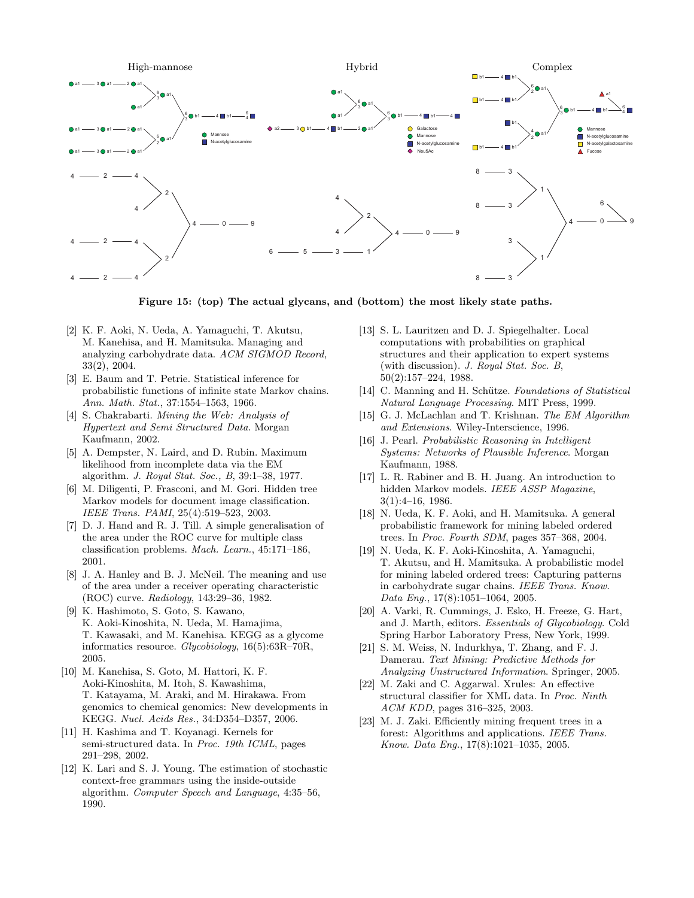High-mannose

Hybrid

Complex

Mannose
N-acetylglucosamine

Galactose
Mannose
N-acetylglucosamine
Neu5Ac

Mannose
N-acetylglucosamine
N-acetylgalactosamine
Fucose

**Figure 15: (top) The actual glycans, and (bottom) the most likely state paths.**

[2] K. F. Aoki, N. Ueda, A. Yamaguchi, T. Akutsu, M. Kanehisa, and H. Mamitsuka. Managing and analyzing carbohydrate data. *ACM SIGMOD Record*, 33(2), 2004.

[3] E. Baum and T. Petrie. Statistical inference for probabilistic functions of infinite state Markov chains. *Ann. Math. Stat.*, 37:1554–1563, 1966.

[4] S. Chakrabarti. *Mining the Web: Analysis of Hypertext and Semi Structured Data*. Morgan Kaufmann, 2002.

[5] A. Dempster, N. Laird, and D. Rubin. Maximum likelihood from incomplete data via the EM algorithm. *J. Royal Stat. Soc., B*, 39:1–38, 1977.

[6] M. Diligenti, P. Frasconi, and M. Gori. Hidden tree Markov models for document image classification. *IEEE Trans. PAMI*, 25(4):519–523, 2003.

[7] D. J. Hand and R. J. Till. A simple generalisation of the area under the ROC curve for multiple class classification problems. *Mach. Learn.*, 45:171–186, 2001.

[8] J. A. Hanley and B. J. McNeil. The meaning and use of the area under a receiver operating characteristic (ROC) curve. *Radiology*, 143:29–36, 1982.

[9] K. Hashimoto, S. Goto, S. Kawano, K. Aoki-Kinoshita, N. Ueda, M. Hamajima, T. Kawasaki, and M. Kanehisa. KEGG as a glycome informatics resource. *Glycobiology*, 16(5):63R–70R, 2005.

[10] M. Kanehisa, S. Goto, M. Hattori, K. F. Aoki-Kinoshita, M. Itoh, S. Kawashima, T. Katayama, M. Araki, and M. Hirakawa. From genomics to chemical genomics: New developments in KEGG. *Nucl. Acids Res.*, 34:D354–D357, 2006.

[11] H. Kashima and T. Koyanagi. Kernels for semi-structured data. In *Proc. 19th ICML*, pages 291–298, 2002.

[12] K. Lari and S. J. Young. The estimation of stochastic context-free grammars using the inside-outside algorithm. *Computer Speech and Language*, 4:35–56, 1990.

[13] S. L. Lauritzen and D. J. Spiegelhalter. Local computations with probabilities on graphical structures and their application to expert systems (with discussion). *J. Royal Stat. Soc. B*, 50(2):157–224, 1988.

[14] C. Manning and H. Schütze. *Foundations of Statistical Natural Language Processing*. MIT Press, 1999.

[15] G. J. McLachlan and T. Krishnan. *The EM Algorithm and Extensions*. Wiley-Interscience, 1996.

[16] J. Pearl. *Probabilistic Reasoning in Intelligent Systems: Networks of Plausible Inference*. Morgan Kaufmann, 1988.

[17] L. R. Rabiner and B. H. Juang. An introduction to hidden Markov models. *IEEE ASSP Magazine*, 3(1):4–16, 1986.

[18] N. Ueda, K. F. Aoki, and H. Mamitsuka. A general probabilistic framework for mining labeled ordered trees. In *Proc. Fourth SDM*, pages 357–368, 2004.

[19] N. Ueda, K. F. Aoki-Kinoshita, A. Yamaguchi, T. Akutsu, and H. Mamitsuka. A probabilistic model for mining labeled ordered trees: Capturing patterns in carbohydrate sugar chains. *IEEE Trans. Know. Data Eng.*, 17(8):1051–1064, 2005.

[20] A. Varki, R. Cummings, J. Esko, H. Freeze, G. Hart, and J. Marth, editors. *Essentials of Glycobiology*. Cold Spring Harbor Laboratory Press, New York, 1999.

[21] S. M. Weiss, N. Indurkhya, T. Zhang, and F. J. Damerau. *Text Mining: Predictive Methods for Analyzing Unstructured Information*. Springer, 2005.

[22] M. Zaki and C. Aggarwal. Xrules: An effective structural classifier for XML data. In *Proc. Ninth ACM KDD*, pages 316–325, 2003.

[23] M. J. Zaki. Efficiently mining frequent trees in a forest: Algorithms and applications. *IEEE Trans. Know. Data Eng.*, 17(8):1021–1035, 2005.